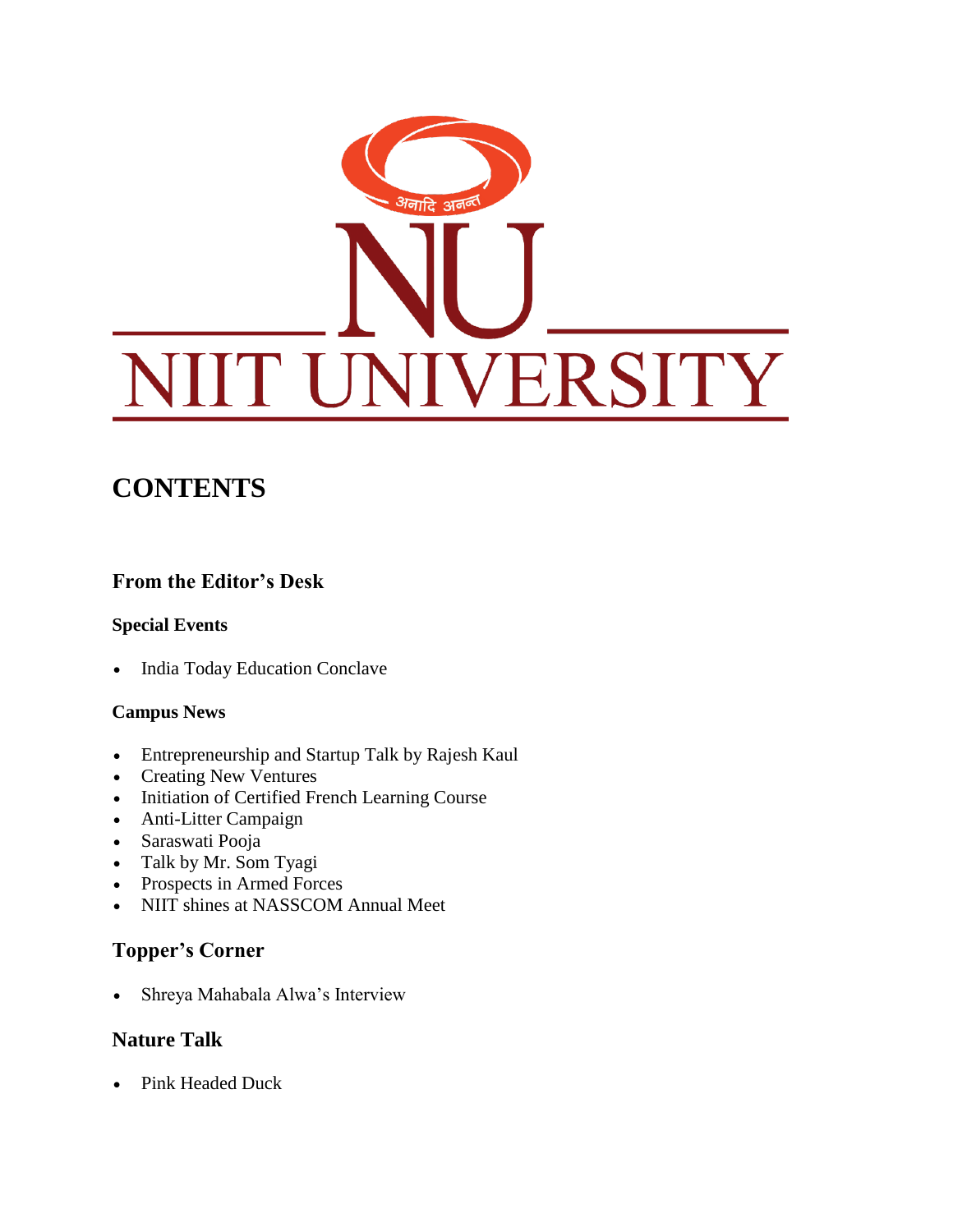अनादि अनन्त

NU

NIIT UNIVERSITY

# CONTENTS

## From the Editor's Desk

### Special Events

- India Today Education Conclave

### Campus News

- Entrepreneurship and Startup Talk by Rajesh Kaul
- Creating New Ventures
- Initiation of Certified French Learning Course
- Anti-Litter Campaign
- Saraswati Pooja
- Talk by Mr. Som Tyagi
- Prospects in Armed Forces
- NIIT shines at NASSCOM Annual Meet

## Topper's Corner

- Shreya Mahabala Alwa's Interview

## Nature Talk

- Pink Headed Duck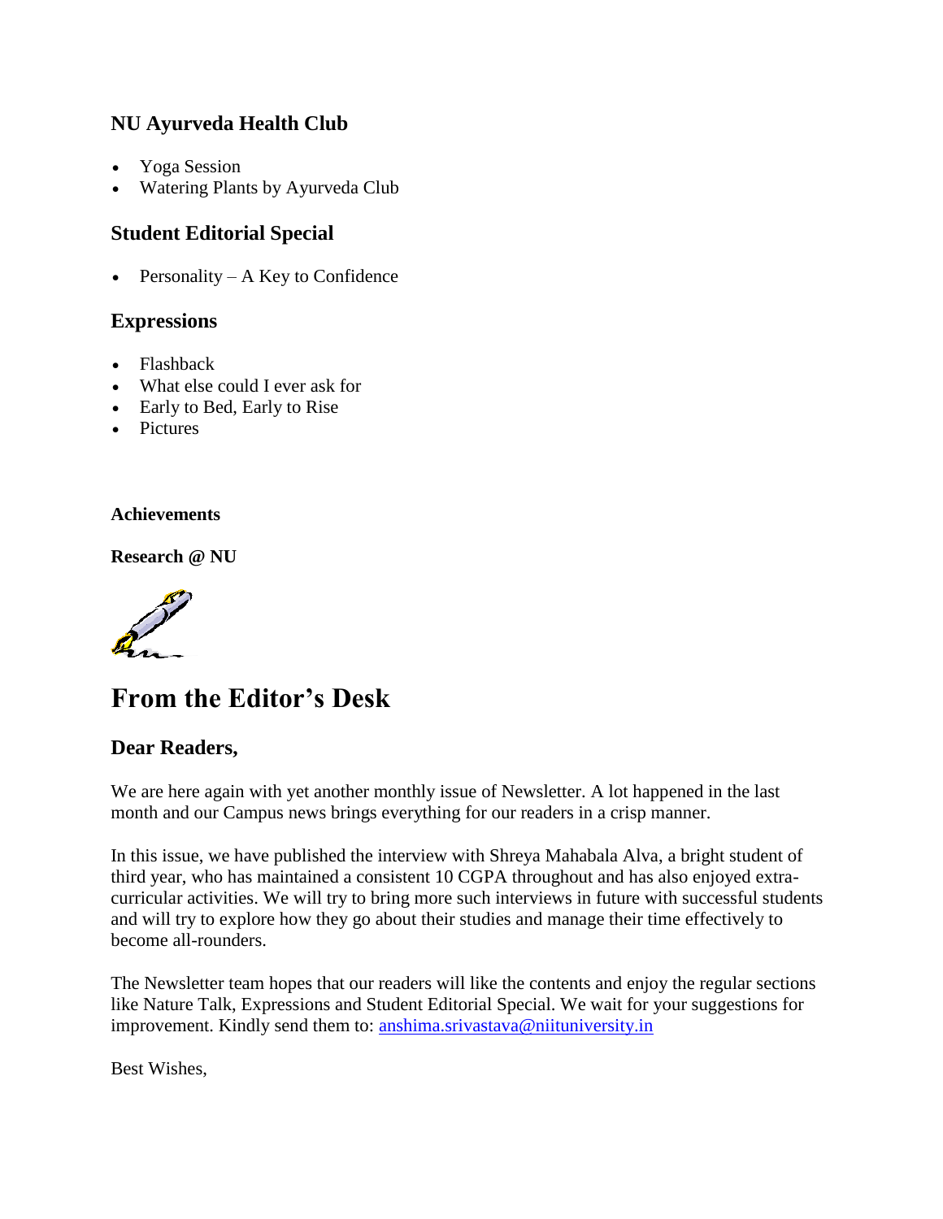### NU Ayurveda Health Club

- Yoga Session
- Watering Plants by Ayurveda Club

### Student Editorial Special

- Personality – A Key to Confidence

### Expressions

- Flashback
- What else could I ever ask for
- Early to Bed, Early to Rise
- Pictures

**Achievements**

**Research @ NU**

## From the Editor's Desk

### Dear Readers,

We are here again with yet another monthly issue of Newsletter. A lot happened in the last month and our Campus news brings everything for our readers in a crisp manner.

In this issue, we have published the interview with Shreya Mahabala Alva, a bright student of third year, who has maintained a consistent 10 CGPA throughout and has also enjoyed extra-curricular activities. We will try to bring more such interviews in future with successful students and will try to explore how they go about their studies and manage their time effectively to become all-rounders.

The Newsletter team hopes that our readers will like the contents and enjoy the regular sections like Nature Talk, Expressions and Student Editorial Special. We wait for your suggestions for improvement. Kindly send them to: anshima.srivastava@niituniversity.in

Best Wishes,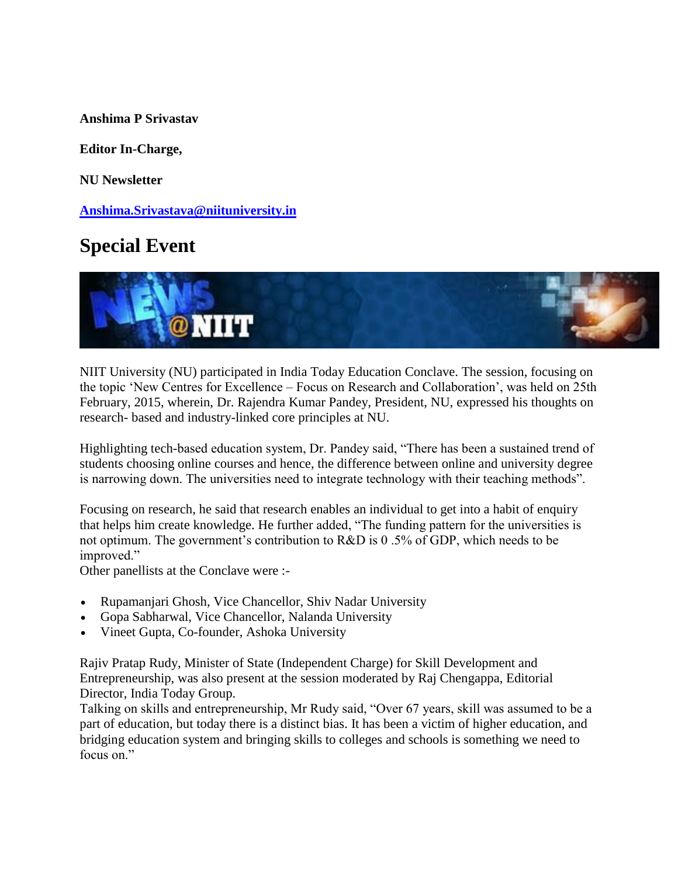**Anshima P Srivastav**

**Editor In-Charge,**

**NU Newsletter**

**Anshima.Srivastava@niituniversity.in**

# Special Event

NIIT University (NU) participated in India Today Education Conclave. The session, focusing on the topic 'New Centres for Excellence – Focus on Research and Collaboration', was held on 25th February, 2015, wherein, Dr. Rajendra Kumar Pandey, President, NU, expressed his thoughts on research- based and industry-linked core principles at NU.

Highlighting tech-based education system, Dr. Pandey said, "There has been a sustained trend of students choosing online courses and hence, the difference between online and university degree is narrowing down. The universities need to integrate technology with their teaching methods".

Focusing on research, he said that research enables an individual to get into a habit of enquiry that helps him create knowledge. He further added, "The funding pattern for the universities is not optimum. The government's contribution to R&D is 0 .5% of GDP, which needs to be improved."

Other panellists at the Conclave were :-

- Rupamanjari Ghosh, Vice Chancellor, Shiv Nadar University
- Gopa Sabharwal, Vice Chancellor, Nalanda University
- Vineet Gupta, Co-founder, Ashoka University

Rajiv Pratap Rudy, Minister of State (Independent Charge) for Skill Development and Entrepreneurship, was also present at the session moderated by Raj Chengappa, Editorial Director, India Today Group.

Talking on skills and entrepreneurship, Mr Rudy said, "Over 67 years, skill was assumed to be a part of education, but today there is a distinct bias. It has been a victim of higher education, and bridging education system and bringing skills to colleges and schools is something we need to focus on."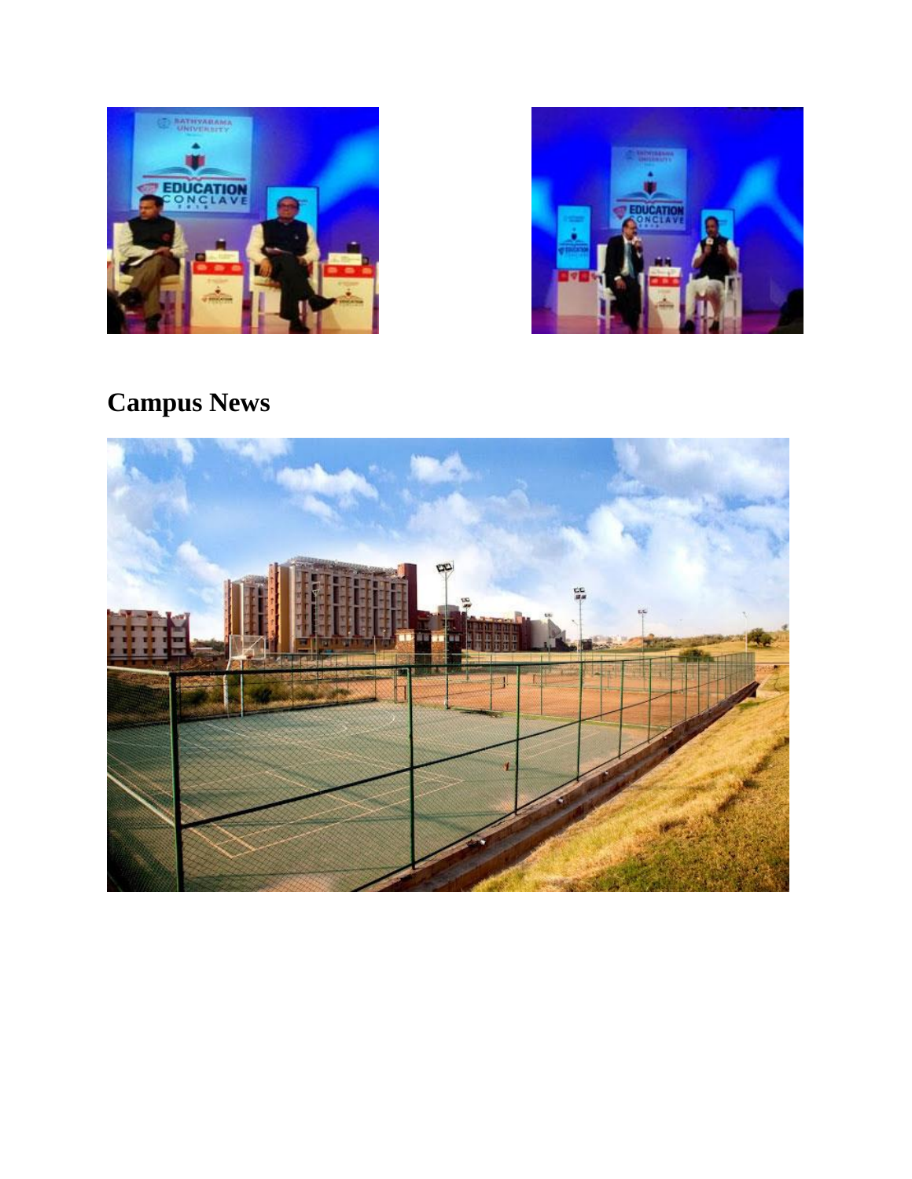## Campus News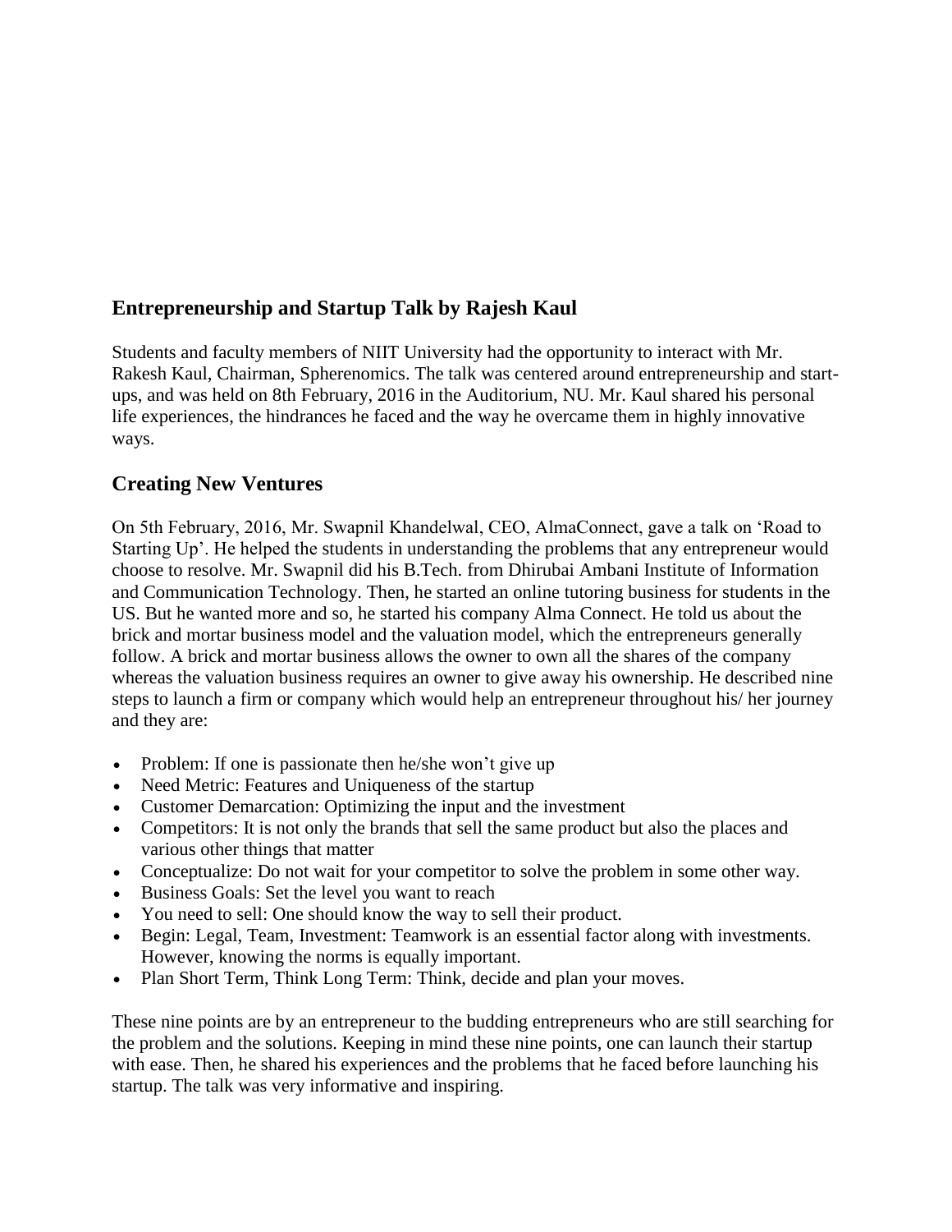## Entrepreneurship and Startup Talk by Rajesh Kaul

Students and faculty members of NIIT University had the opportunity to interact with Mr. Rakesh Kaul, Chairman, Spherenomics. The talk was centered around entrepreneurship and start-ups, and was held on 8th February, 2016 in the Auditorium, NU. Mr. Kaul shared his personal life experiences, the hindrances he faced and the way he overcame them in highly innovative ways.

## Creating New Ventures

On 5th February, 2016, Mr. Swapnil Khandelwal, CEO, AlmaConnect, gave a talk on 'Road to Starting Up'. He helped the students in understanding the problems that any entrepreneur would choose to resolve. Mr. Swapnil did his B.Tech. from Dhirubai Ambani Institute of Information and Communication Technology. Then, he started an online tutoring business for students in the US. But he wanted more and so, he started his company Alma Connect. He told us about the brick and mortar business model and the valuation model, which the entrepreneurs generally follow. A brick and mortar business allows the owner to own all the shares of the company whereas the valuation business requires an owner to give away his ownership. He described nine steps to launch a firm or company which would help an entrepreneur throughout his/ her journey and they are:

- Problem: If one is passionate then he/she won't give up
- Need Metric: Features and Uniqueness of the startup
- Customer Demarcation: Optimizing the input and the investment
- Competitors: It is not only the brands that sell the same product but also the places and various other things that matter
- Conceptualize: Do not wait for your competitor to solve the problem in some other way.
- Business Goals: Set the level you want to reach
- You need to sell: One should know the way to sell their product.
- Begin: Legal, Team, Investment: Teamwork is an essential factor along with investments. However, knowing the norms is equally important.
- Plan Short Term, Think Long Term: Think, decide and plan your moves.

These nine points are by an entrepreneur to the budding entrepreneurs who are still searching for the problem and the solutions. Keeping in mind these nine points, one can launch their startup with ease. Then, he shared his experiences and the problems that he faced before launching his startup. The talk was very informative and inspiring.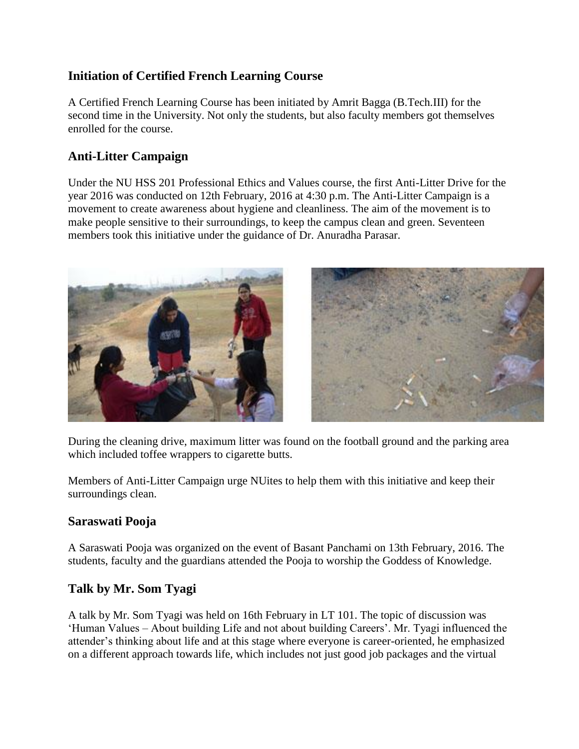## Initiation of Certified French Learning Course

A Certified French Learning Course has been initiated by Amrit Bagga (B.Tech.III) for the second time in the University. Not only the students, but also faculty members got themselves enrolled for the course.

## Anti-Litter Campaign

Under the NU HSS 201 Professional Ethics and Values course, the first Anti-Litter Drive for the year 2016 was conducted on 12th February, 2016 at 4:30 p.m. The Anti-Litter Campaign is a movement to create awareness about hygiene and cleanliness. The aim of the movement is to make people sensitive to their surroundings, to keep the campus clean and green. Seventeen members took this initiative under the guidance of Dr. Anuradha Parasar.

During the cleaning drive, maximum litter was found on the football ground and the parking area which included toffee wrappers to cigarette butts.

Members of Anti-Litter Campaign urge NUites to help them with this initiative and keep their surroundings clean.

## Saraswati Pooja

A Saraswati Pooja was organized on the event of Basant Panchami on 13th February, 2016. The students, faculty and the guardians attended the Pooja to worship the Goddess of Knowledge.

## Talk by Mr. Som Tyagi

A talk by Mr. Som Tyagi was held on 16th February in LT 101. The topic of discussion was 'Human Values – About building Life and not about building Careers'. Mr. Tyagi influenced the attender's thinking about life and at this stage where everyone is career-oriented, he emphasized on a different approach towards life, which includes not just good job packages and the virtual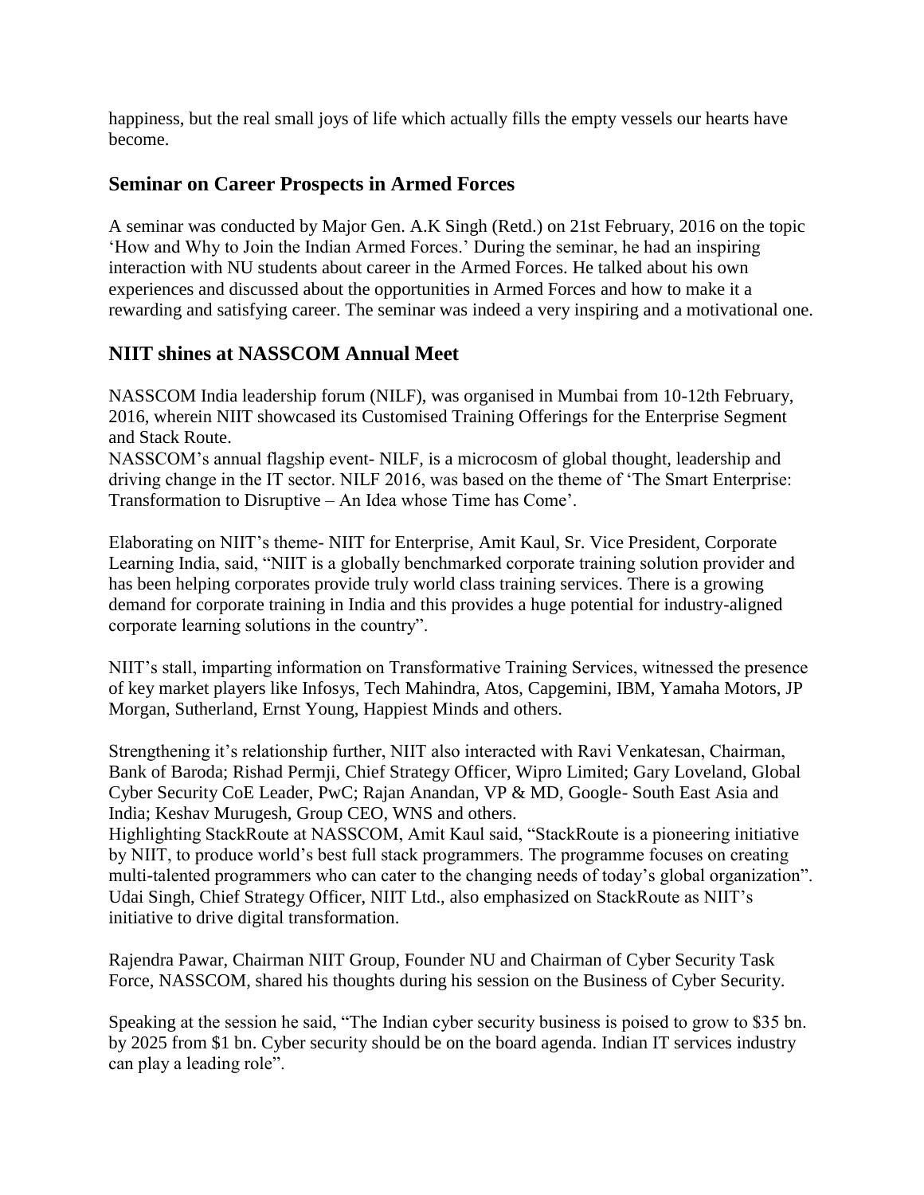happiness, but the real small joys of life which actually fills the empty vessels our hearts have become.

## Seminar on Career Prospects in Armed Forces

A seminar was conducted by Major Gen. A.K Singh (Retd.) on 21st February, 2016 on the topic 'How and Why to Join the Indian Armed Forces.' During the seminar, he had an inspiring interaction with NU students about career in the Armed Forces. He talked about his own experiences and discussed about the opportunities in Armed Forces and how to make it a rewarding and satisfying career. The seminar was indeed a very inspiring and a motivational one.

## NIIT shines at NASSCOM Annual Meet

NASSCOM India leadership forum (NILF), was organised in Mumbai from 10-12th February, 2016, wherein NIIT showcased its Customised Training Offerings for the Enterprise Segment and Stack Route.

NASSCOM's annual flagship event- NILF, is a microcosm of global thought, leadership and driving change in the IT sector. NILF 2016, was based on the theme of 'The Smart Enterprise: Transformation to Disruptive – An Idea whose Time has Come'.

Elaborating on NIIT's theme- NIIT for Enterprise, Amit Kaul, Sr. Vice President, Corporate Learning India, said, "NIIT is a globally benchmarked corporate training solution provider and has been helping corporates provide truly world class training services. There is a growing demand for corporate training in India and this provides a huge potential for industry-aligned corporate learning solutions in the country".

NIIT's stall, imparting information on Transformative Training Services, witnessed the presence of key market players like Infosys, Tech Mahindra, Atos, Capgemini, IBM, Yamaha Motors, JP Morgan, Sutherland, Ernst Young, Happiest Minds and others.

Strengthening it's relationship further, NIIT also interacted with Ravi Venkatesan, Chairman, Bank of Baroda; Rishad Permji, Chief Strategy Officer, Wipro Limited; Gary Loveland, Global Cyber Security CoE Leader, PwC; Rajan Anandan, VP & MD, Google- South East Asia and India; Keshav Murugesh, Group CEO, WNS and others.

Highlighting StackRoute at NASSCOM, Amit Kaul said, "StackRoute is a pioneering initiative by NIIT, to produce world's best full stack programmers. The programme focuses on creating multi-talented programmers who can cater to the changing needs of today's global organization". Udai Singh, Chief Strategy Officer, NIIT Ltd., also emphasized on StackRoute as NIIT's initiative to drive digital transformation.

Rajendra Pawar, Chairman NIIT Group, Founder NU and Chairman of Cyber Security Task Force, NASSCOM, shared his thoughts during his session on the Business of Cyber Security.

Speaking at the session he said, "The Indian cyber security business is poised to grow to $35 bn. by 2025 from $1 bn. Cyber security should be on the board agenda. Indian IT services industry can play a leading role".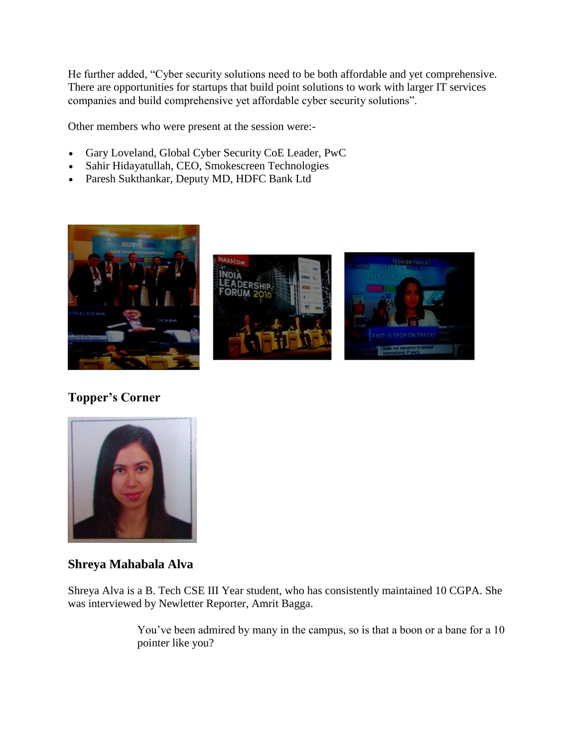He further added, “Cyber security solutions need to be both affordable and yet comprehensive. There are opportunities for startups that build point solutions to work with larger IT services companies and build comprehensive yet affordable cyber security solutions”.

Other members who were present at the session were:-

- Gary Loveland, Global Cyber Security CoE Leader, PwC
- Sahir Hidayatullah, CEO, Smokescreen Technologies
- Paresh Sukthankar, Deputy MD, HDFC Bank Ltd

## Topper’s Corner

## Shreya Mahabala Alva

Shreya Alva is a B. Tech CSE III Year student, who has consistently maintained 10 CGPA. She was interviewed by Newletter Reporter, Amrit Bagga.

> You’ve been admired by many in the campus, so is that a boon or a bane for a 10 pointer like you?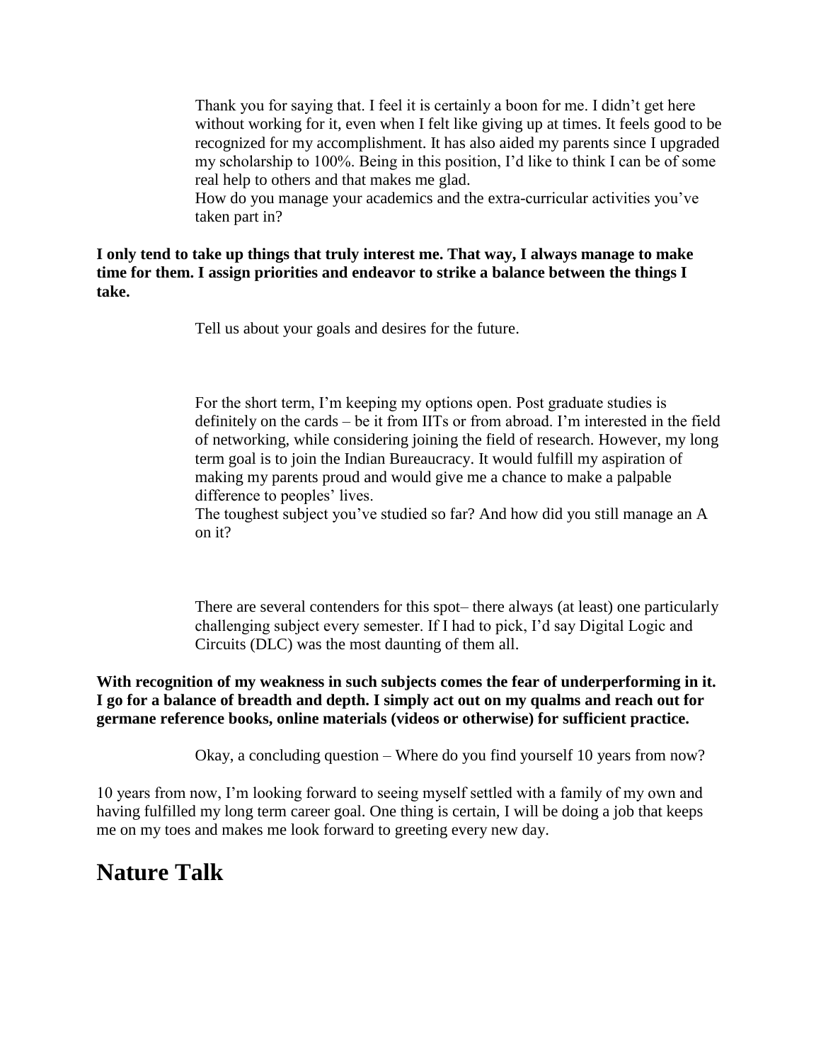Thank you for saying that. I feel it is certainly a boon for me. I didn't get here without working for it, even when I felt like giving up at times. It feels good to be recognized for my accomplishment. It has also aided my parents since I upgraded my scholarship to 100%. Being in this position, I'd like to think I can be of some real help to others and that makes me glad.

How do you manage your academics and the extra-curricular activities you've taken part in?

**I only tend to take up things that truly interest me. That way, I always manage to make time for them. I assign priorities and endeavor to strike a balance between the things I take.**

Tell us about your goals and desires for the future.

For the short term, I'm keeping my options open. Post graduate studies is definitely on the cards – be it from IITs or from abroad. I'm interested in the field of networking, while considering joining the field of research. However, my long term goal is to join the Indian Bureaucracy. It would fulfill my aspiration of making my parents proud and would give me a chance to make a palpable difference to peoples' lives.

The toughest subject you've studied so far? And how did you still manage an A on it?

There are several contenders for this spot– there always (at least) one particularly challenging subject every semester. If I had to pick, I'd say Digital Logic and Circuits (DLC) was the most daunting of them all.

**With recognition of my weakness in such subjects comes the fear of underperforming in it. I go for a balance of breadth and depth. I simply act out on my qualms and reach out for germane reference books, online materials (videos or otherwise) for sufficient practice.**

Okay, a concluding question – Where do you find yourself 10 years from now?

10 years from now, I'm looking forward to seeing myself settled with a family of my own and having fulfilled my long term career goal. One thing is certain, I will be doing a job that keeps me on my toes and makes me look forward to greeting every new day.

# Nature Talk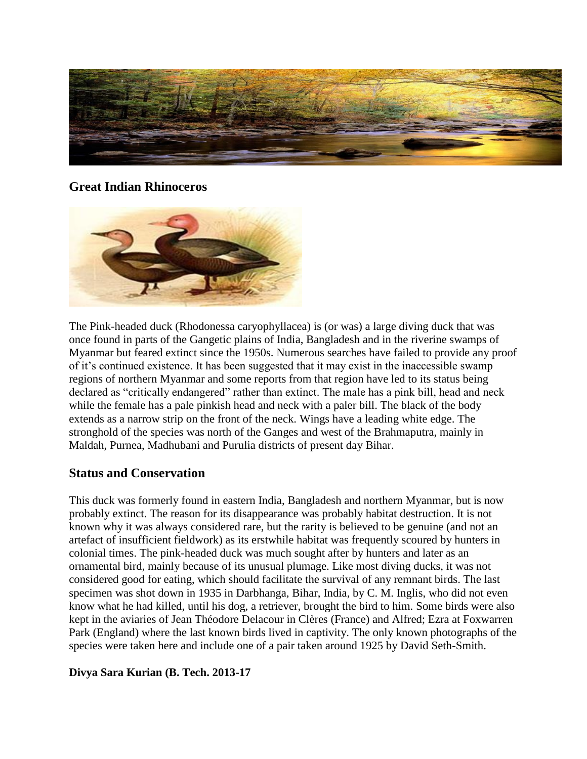## Great Indian Rhinoceros

The Pink-headed duck (Rhodonessa caryophyllacea) is (or was) a large diving duck that was once found in parts of the Gangetic plains of India, Bangladesh and in the riverine swamps of Myanmar but feared extinct since the 1950s. Numerous searches have failed to provide any proof of it's continued existence. It has been suggested that it may exist in the inaccessible swamp regions of northern Myanmar and some reports from that region have led to its status being declared as "critically endangered" rather than extinct. The male has a pink bill, head and neck while the female has a pale pinkish head and neck with a paler bill. The black of the body extends as a narrow strip on the front of the neck. Wings have a leading white edge. The stronghold of the species was north of the Ganges and west of the Brahmaputra, mainly in Maldah, Purnea, Madhubani and Purulia districts of present day Bihar.

## Status and Conservation

This duck was formerly found in eastern India, Bangladesh and northern Myanmar, but is now probably extinct. The reason for its disappearance was probably habitat destruction. It is not known why it was always considered rare, but the rarity is believed to be genuine (and not an artefact of insufficient fieldwork) as its erstwhile habitat was frequently scoured by hunters in colonial times. The pink-headed duck was much sought after by hunters and later as an ornamental bird, mainly because of its unusual plumage. Like most diving ducks, it was not considered good for eating, which should facilitate the survival of any remnant birds. The last specimen was shot down in 1935 in Darbhanga, Bihar, India, by C. M. Inglis, who did not even know what he had killed, until his dog, a retriever, brought the bird to him. Some birds were also kept in the aviaries of Jean Théodore Delacour in Clères (France) and Alfred; Ezra at Foxwarren Park (England) where the last known birds lived in captivity. The only known photographs of the species were taken here and include one of a pair taken around 1925 by David Seth-Smith.

**Divya Sara Kurian (B. Tech. 2013-17**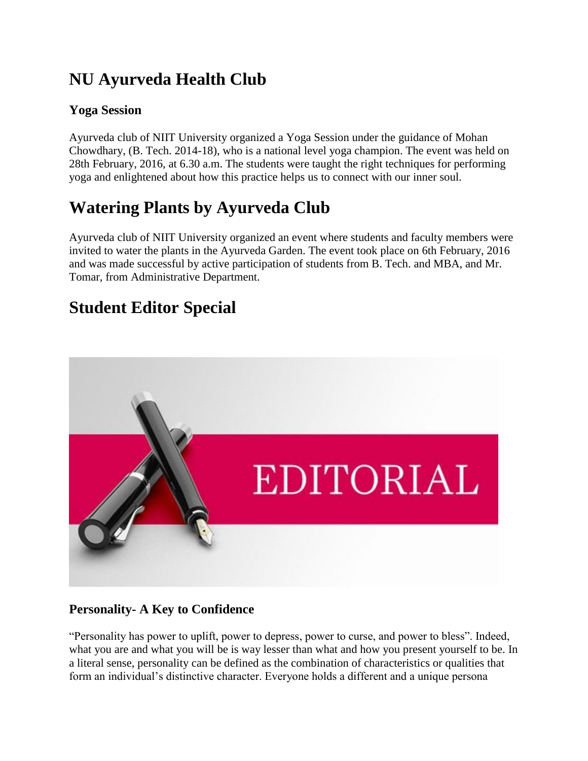# NU Ayurveda Health Club

### Yoga Session

Ayurveda club of NIIT University organized a Yoga Session under the guidance of Mohan Chowdhary, (B. Tech. 2014-18), who is a national level yoga champion. The event was held on 28th February, 2016, at 6.30 a.m. The students were taught the right techniques for performing yoga and enlightened about how this practice helps us to connect with our inner soul.

# Watering Plants by Ayurveda Club

Ayurveda club of NIIT University organized an event where students and faculty members were invited to water the plants in the Ayurveda Garden. The event took place on 6th February, 2016 and was made successful by active participation of students from B. Tech. and MBA, and Mr. Tomar, from Administrative Department.

# Student Editor Special

### Personality- A Key to Confidence

"Personality has power to uplift, power to depress, power to curse, and power to bless". Indeed, what you are and what you will be is way lesser than what and how you present yourself to be. In a literal sense, personality can be defined as the combination of characteristics or qualities that form an individual's distinctive character. Everyone holds a different and a unique persona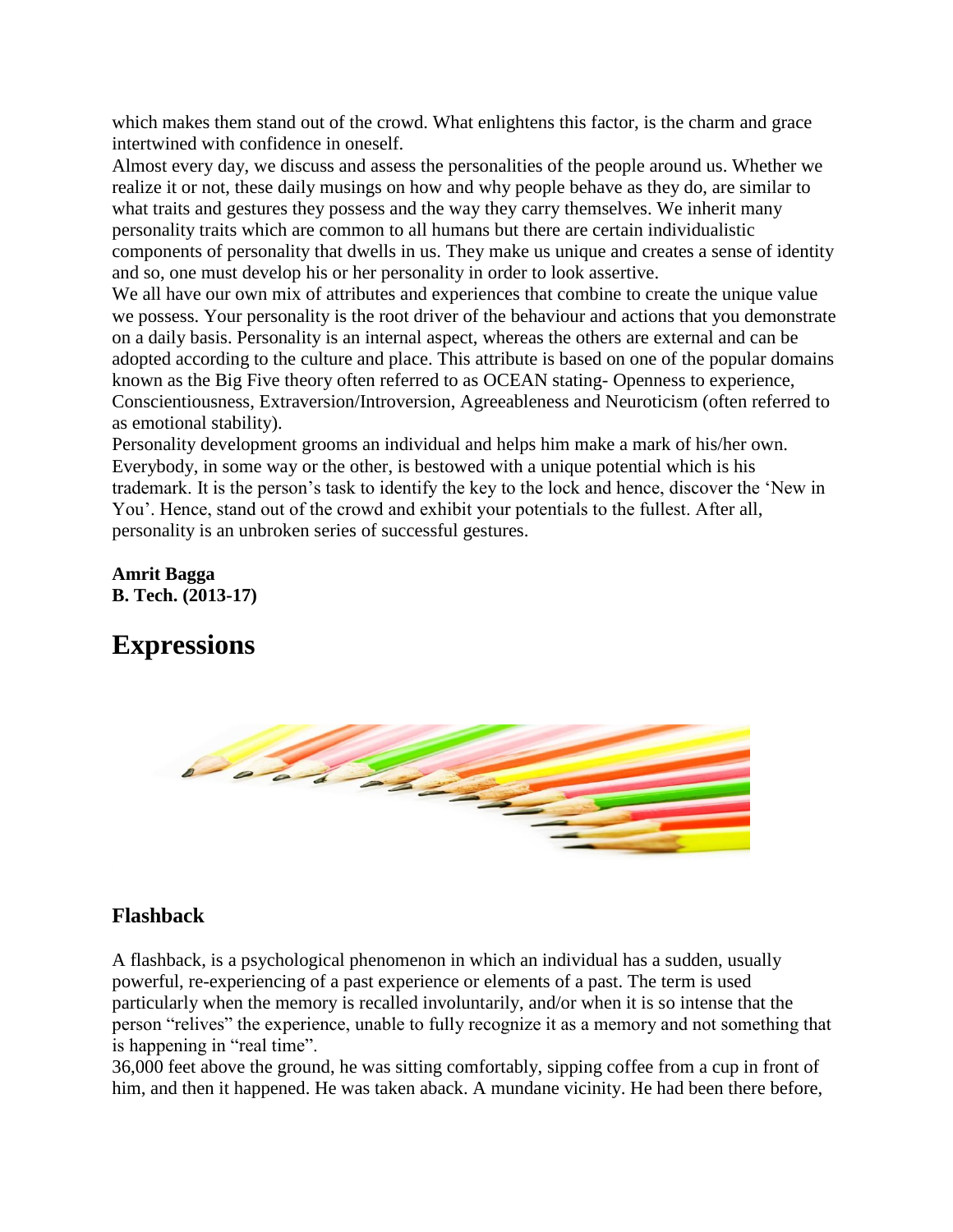which makes them stand out of the crowd. What enlightens this factor, is the charm and grace intertwined with confidence in oneself.

Almost every day, we discuss and assess the personalities of the people around us. Whether we realize it or not, these daily musings on how and why people behave as they do, are similar to what traits and gestures they possess and the way they carry themselves. We inherit many personality traits which are common to all humans but there are certain individualistic components of personality that dwells in us. They make us unique and creates a sense of identity and so, one must develop his or her personality in order to look assertive.

We all have our own mix of attributes and experiences that combine to create the unique value we possess. Your personality is the root driver of the behaviour and actions that you demonstrate on a daily basis. Personality is an internal aspect, whereas the others are external and can be adopted according to the culture and place. This attribute is based on one of the popular domains known as the Big Five theory often referred to as OCEAN stating- Openness to experience, Conscientiousness, Extraversion/Introversion, Agreeableness and Neuroticism (often referred to as emotional stability).

Personality development grooms an individual and helps him make a mark of his/her own. Everybody, in some way or the other, is bestowed with a unique potential which is his trademark. It is the person's task to identify the key to the lock and hence, discover the 'New in You'. Hence, stand out of the crowd and exhibit your potentials to the fullest. After all, personality is an unbroken series of successful gestures.

**Amrit Bagga**
**B. Tech. (2013-17)**

# Expressions

## Flashback

A flashback, is a psychological phenomenon in which an individual has a sudden, usually powerful, re-experiencing of a past experience or elements of a past. The term is used particularly when the memory is recalled involuntarily, and/or when it is so intense that the person "relives" the experience, unable to fully recognize it as a memory and not something that is happening in "real time".

36,000 feet above the ground, he was sitting comfortably, sipping coffee from a cup in front of him, and then it happened. He was taken aback. A mundane vicinity. He had been there before,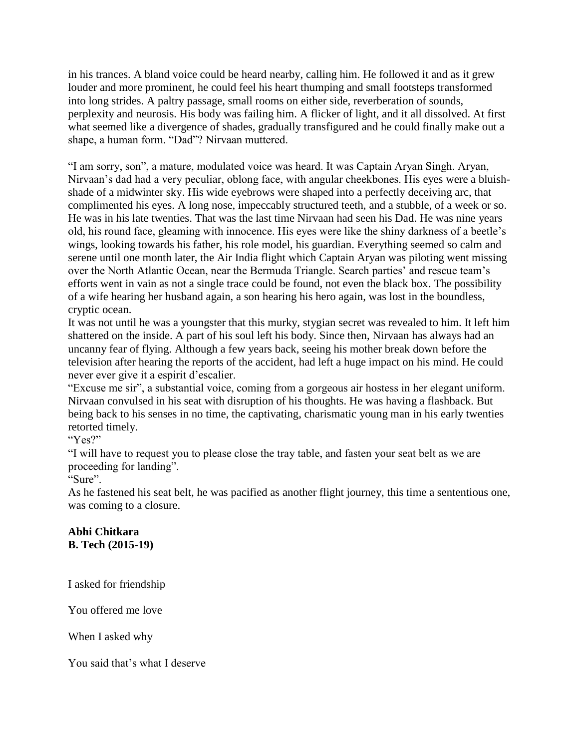in his trances. A bland voice could be heard nearby, calling him. He followed it and as it grew louder and more prominent, he could feel his heart thumping and small footsteps transformed into long strides. A paltry passage, small rooms on either side, reverberation of sounds, perplexity and neurosis. His body was failing him. A flicker of light, and it all dissolved. At first what seemed like a divergence of shades, gradually transfigured and he could finally make out a shape, a human form. "Dad"? Nirvaan muttered.

"I am sorry, son", a mature, modulated voice was heard. It was Captain Aryan Singh. Aryan, Nirvaan's dad had a very peculiar, oblong face, with angular cheekbones. His eyes were a bluish-shade of a midwinter sky. His wide eyebrows were shaped into a perfectly deceiving arc, that complimented his eyes. A long nose, impeccably structured teeth, and a stubble, of a week or so. He was in his late twenties. That was the last time Nirvaan had seen his Dad. He was nine years old, his round face, gleaming with innocence. His eyes were like the shiny darkness of a beetle's wings, looking towards his father, his role model, his guardian. Everything seemed so calm and serene until one month later, the Air India flight which Captain Aryan was piloting went missing over the North Atlantic Ocean, near the Bermuda Triangle. Search parties' and rescue team's efforts went in vain as not a single trace could be found, not even the black box. The possibility of a wife hearing her husband again, a son hearing his hero again, was lost in the boundless, cryptic ocean.

It was not until he was a youngster that this murky, stygian secret was revealed to him. It left him shattered on the inside. A part of his soul left his body. Since then, Nirvaan has always had an uncanny fear of flying. Although a few years back, seeing his mother break down before the television after hearing the reports of the accident, had left a huge impact on his mind. He could never ever give it a espirit d'escalier.

"Excuse me sir", a substantial voice, coming from a gorgeous air hostess in her elegant uniform. Nirvaan convulsed in his seat with disruption of his thoughts. He was having a flashback. But being back to his senses in no time, the captivating, charismatic young man in his early twenties retorted timely.

"Yes?"

"I will have to request you to please close the tray table, and fasten your seat belt as we are proceeding for landing".

"Sure".

As he fastened his seat belt, he was pacified as another flight journey, this time a sententious one, was coming to a closure.

**Abhi Chitkara**
**B. Tech (2015-19)**

I asked for friendship

You offered me love

When I asked why

You said that's what I deserve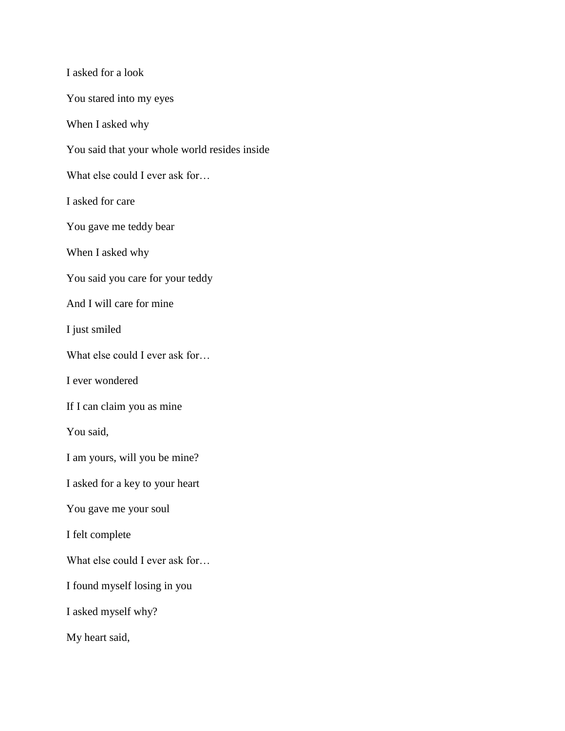I asked for a look

You stared into my eyes

When I asked why

You said that your whole world resides inside

What else could I ever ask for…

I asked for care

You gave me teddy bear

When I asked why

You said you care for your teddy

And I will care for mine

I just smiled

What else could I ever ask for…

I ever wondered

If I can claim you as mine

You said,

I am yours, will you be mine?

I asked for a key to your heart

You gave me your soul

I felt complete

What else could I ever ask for…

I found myself losing in you

I asked myself why?

My heart said,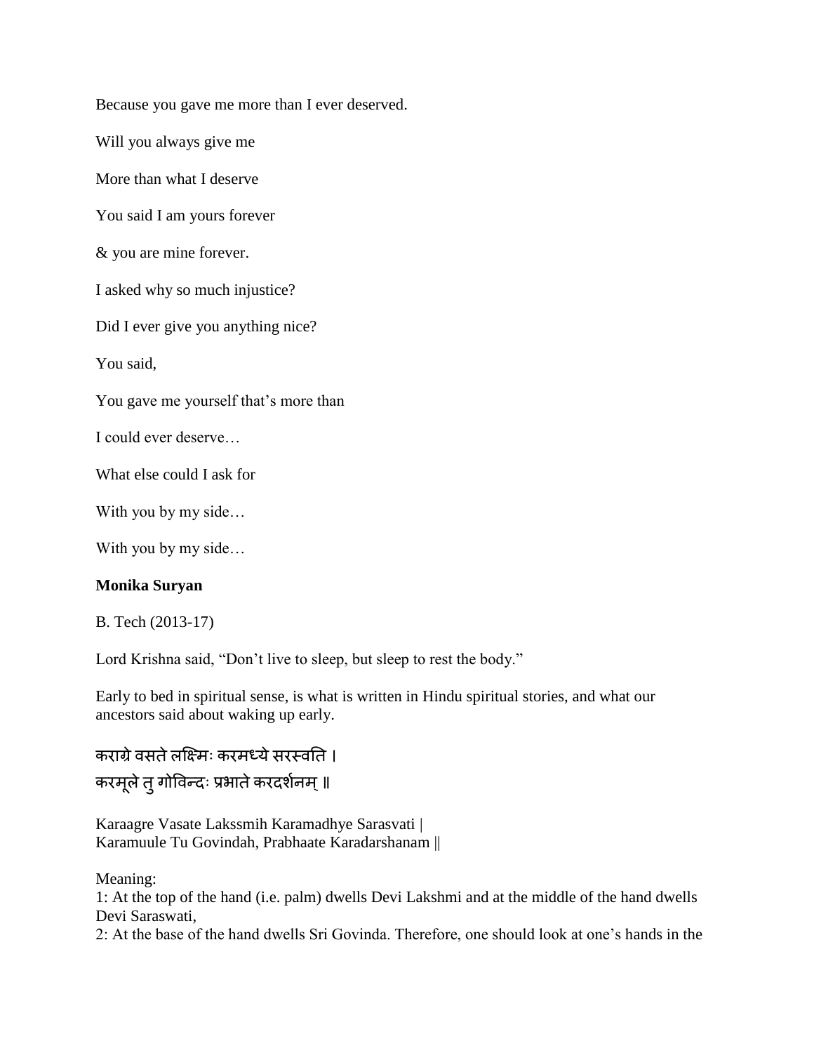Because you gave me more than I ever deserved.

Will you always give me

More than what I deserve

You said I am yours forever

& you are mine forever.

I asked why so much injustice?

Did I ever give you anything nice?

You said,

You gave me yourself that's more than

I could ever deserve…

What else could I ask for

With you by my side…

With you by my side…

**Monika Suryan**

B. Tech (2013-17)

Lord Krishna said, "Don't live to sleep, but sleep to rest the body."

Early to bed in spiritual sense, is what is written in Hindu spiritual stories, and what our ancestors said about waking up early.

कराग्रे वसते लक्ष्मिः करमध्ये सरस्वति ।
करमूले तु गोविन्दः प्रभाते करदर्शनम् ॥

Karaagre Vasate Lakssmih Karamadhye Sarasvati |
Karamuule Tu Govindah, Prabhaate Karadarshanam ||

Meaning:
1: At the top of the hand (i.e. palm) dwells Devi Lakshmi and at the middle of the hand dwells Devi Saraswati,
2: At the base of the hand dwells Sri Govinda. Therefore, one should look at one's hands in the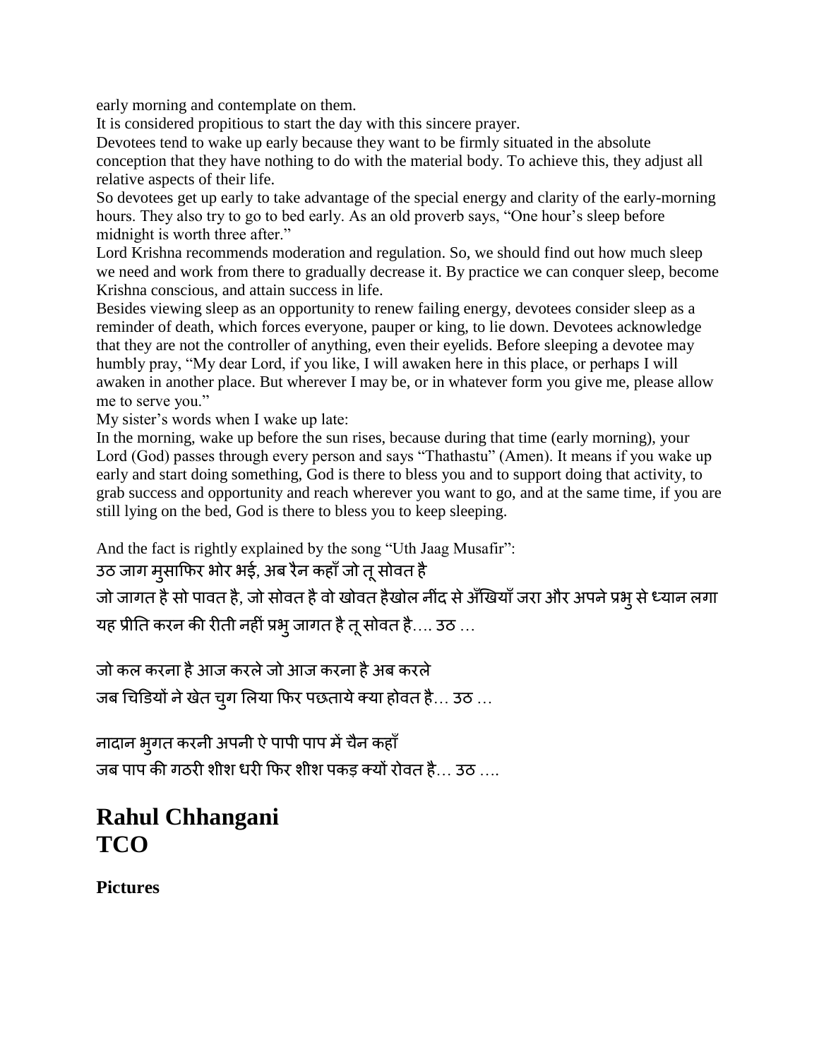early morning and contemplate on them.

It is considered propitious to start the day with this sincere prayer.

Devotees tend to wake up early because they want to be firmly situated in the absolute conception that they have nothing to do with the material body. To achieve this, they adjust all relative aspects of their life.

So devotees get up early to take advantage of the special energy and clarity of the early-morning hours. They also try to go to bed early. As an old proverb says, “One hour’s sleep before midnight is worth three after.”

Lord Krishna recommends moderation and regulation. So, we should find out how much sleep we need and work from there to gradually decrease it. By practice we can conquer sleep, become Krishna conscious, and attain success in life.

Besides viewing sleep as an opportunity to renew failing energy, devotees consider sleep as a reminder of death, which forces everyone, pauper or king, to lie down. Devotees acknowledge that they are not the controller of anything, even their eyelids. Before sleeping a devotee may humbly pray, “My dear Lord, if you like, I will awaken here in this place, or perhaps I will awaken in another place. But wherever I may be, or in whatever form you give me, please allow me to serve you.”

My sister’s words when I wake up late:

In the morning, wake up before the sun rises, because during that time (early morning), your Lord (God) passes through every person and says “Thathastu” (Amen). It means if you wake up early and start doing something, God is there to bless you and to support doing that activity, to grab success and opportunity and reach wherever you want to go, and at the same time, if you are still lying on the bed, God is there to bless you to keep sleeping.

And the fact is rightly explained by the song “Uth Jaag Musafir”:

उठ जाग मुसाफिर भोर भई, अब रैन कहाँ जो तू सोवत है

जो जागत है सो पावत है, जो सोवत है वो खोवत हैखोल नींद से अँखियाँ जरा और अपने प्रभु से ध्यान लगा

यह प्रीति करन की रीती नहीं प्रभु जागत है तू सोवत है…. उठ …

जो कल करना है आज करले जो आज करना है अब करले

जब चिडियों ने खेत चुग लिया फिर पछताये क्या होवत है… उठ …

नादान भुगत करनी अपनी ऐ पापी पाप में चैन कहाँ

जब पाप की गठरी शीश धरी फिर शीश पकड़ क्यों रोवत है… उठ ….

# Rahul Chhangani
# TCO

**Pictures**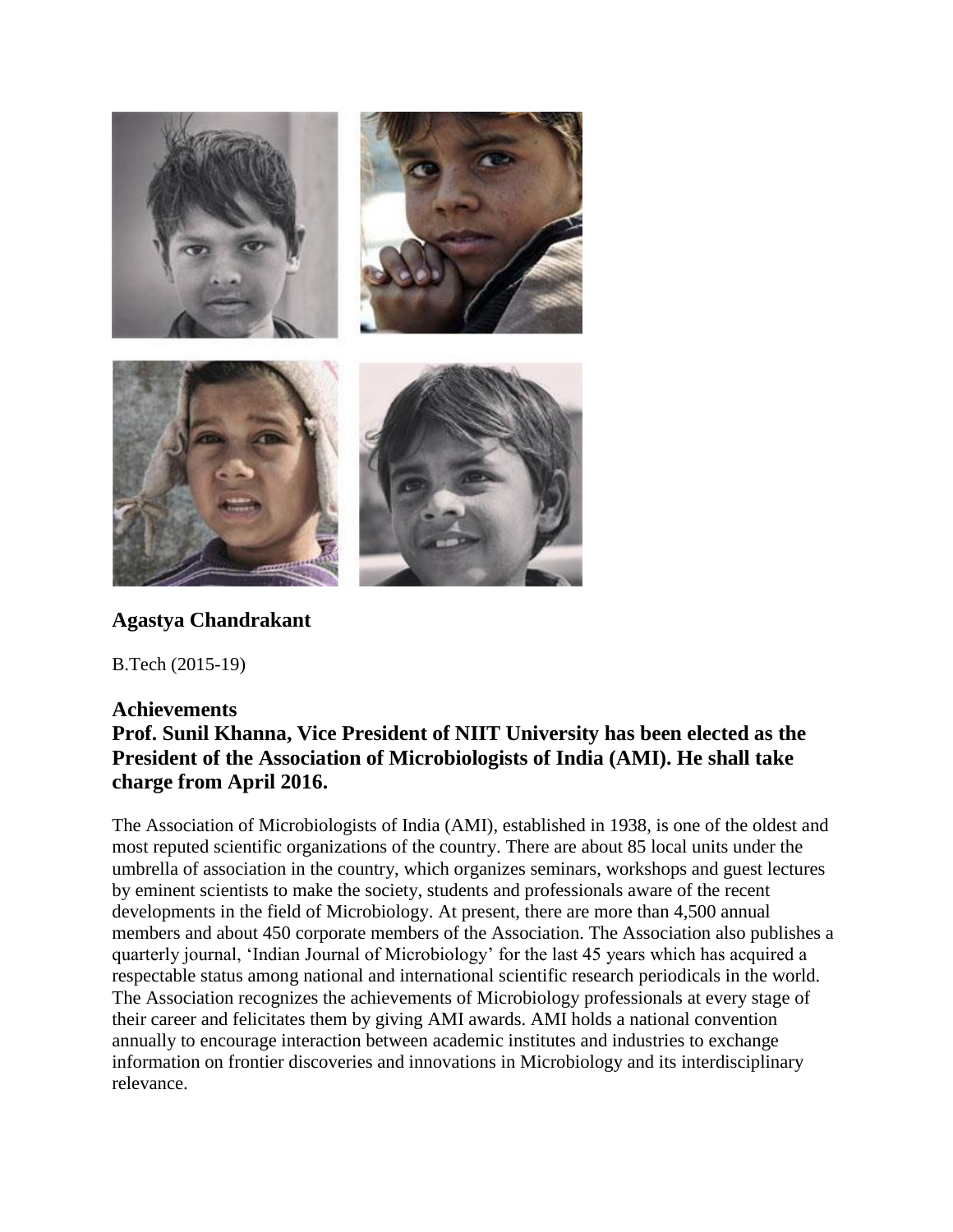### Agastya Chandrakant

B.Tech (2015-19)

### Achievements

### Prof. Sunil Khanna, Vice President of NIIT University has been elected as the President of the Association of Microbiologists of India (AMI). He shall take charge from April 2016.

The Association of Microbiologists of India (AMI), established in 1938, is one of the oldest and most reputed scientific organizations of the country. There are about 85 local units under the umbrella of association in the country, which organizes seminars, workshops and guest lectures by eminent scientists to make the society, students and professionals aware of the recent developments in the field of Microbiology. At present, there are more than 4,500 annual members and about 450 corporate members of the Association. The Association also publishes a quarterly journal, 'Indian Journal of Microbiology' for the last 45 years which has acquired a respectable status among national and international scientific research periodicals in the world. The Association recognizes the achievements of Microbiology professionals at every stage of their career and felicitates them by giving AMI awards. AMI holds a national convention annually to encourage interaction between academic institutes and industries to exchange information on frontier discoveries and innovations in Microbiology and its interdisciplinary relevance.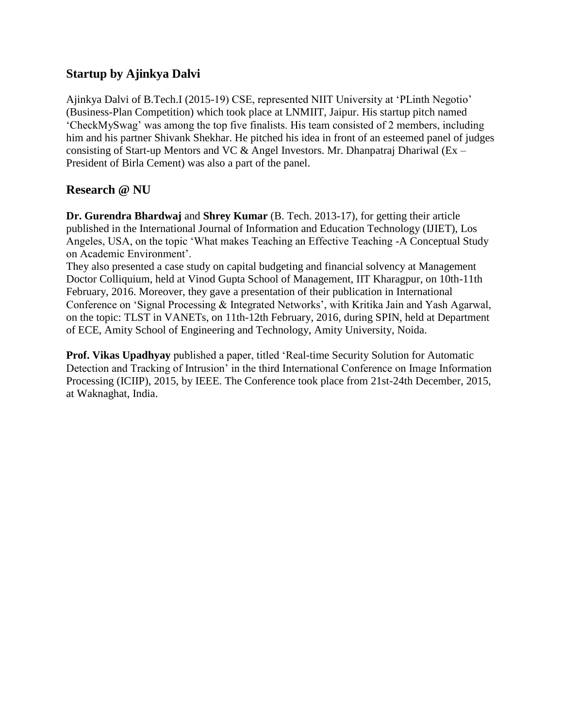## Startup by Ajinkya Dalvi

Ajinkya Dalvi of B.Tech.I (2015-19) CSE, represented NIIT University at 'PLinth Negotio' (Business-Plan Competition) which took place at LNMIIT, Jaipur. His startup pitch named 'CheckMySwag' was among the top five finalists. His team consisted of 2 members, including him and his partner Shivank Shekhar. He pitched his idea in front of an esteemed panel of judges consisting of Start-up Mentors and VC & Angel Investors. Mr. Dhanpatraj Dhariwal (Ex – President of Birla Cement) was also a part of the panel.

## Research @ NU

**Dr. Gurendra Bhardwaj** and **Shrey Kumar** (B. Tech. 2013-17), for getting their article published in the International Journal of Information and Education Technology (IJIET), Los Angeles, USA, on the topic 'What makes Teaching an Effective Teaching -A Conceptual Study on Academic Environment'.
They also presented a case study on capital budgeting and financial solvency at Management Doctor Colliquium, held at Vinod Gupta School of Management, IIT Kharagpur, on 10th-11th February, 2016. Moreover, they gave a presentation of their publication in International Conference on 'Signal Processing & Integrated Networks', with Kritika Jain and Yash Agarwal, on the topic: TLST in VANETs, on 11th-12th February, 2016, during SPIN, held at Department of ECE, Amity School of Engineering and Technology, Amity University, Noida.

**Prof. Vikas Upadhyay** published a paper, titled 'Real-time Security Solution for Automatic Detection and Tracking of Intrusion' in the third International Conference on Image Information Processing (ICIIP), 2015, by IEEE. The Conference took place from 21st-24th December, 2015, at Waknaghat, India.